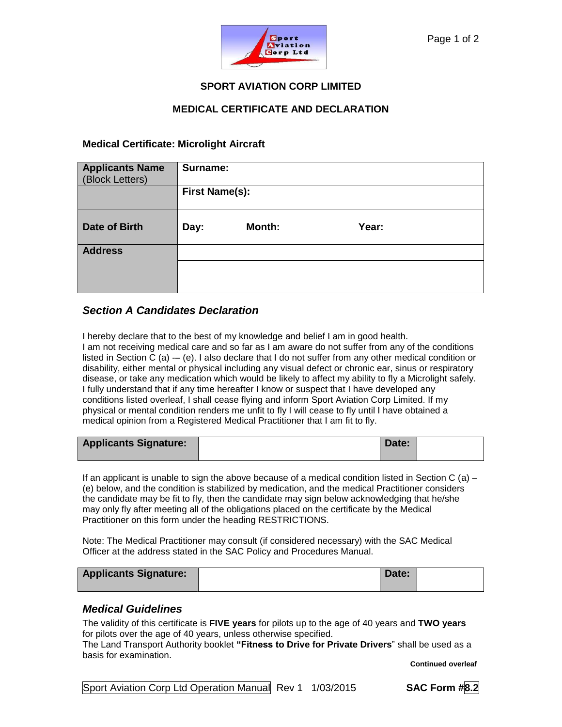## SPORT AVIATION CORP LIMITED

## MEDICAL CERTIFICATE AND DECLARATION

**Medical Certificate: Microlight Aircraft**

| **Applicants Name** (Block Letters) | **Surname:** | | |
|---|---|---|---|
| | **First Name(s):** | | |
| **Date of Birth** | **Day:** | **Month:** | **Year:** |
| **Address** | | | |
| | | | |
| | | | |

### *Section A Candidates Declaration*

I hereby declare that to the best of my knowledge and belief I am in good health.
I am not receiving medical care and so far as I am aware do not suffer from any of the conditions listed in Section C (a) -– (e). I also declare that I do not suffer from any other medical condition or disability, either mental or physical including any visual defect or chronic ear, sinus or respiratory disease, or take any medication which would be likely to affect my ability to fly a Microlight safely. I fully understand that if any time hereafter I know or suspect that I have developed any conditions listed overleaf, I shall cease flying and inform Sport Aviation Corp Limited. If my physical or mental condition renders me unfit to fly I will cease to fly until I have obtained a medical opinion from a Registered Medical Practitioner that I am fit to fly.

| **Applicants Signature:** | | **Date:** | |
|---|---|---|---|

If an applicant is unable to sign the above because of a medical condition listed in Section C (a) – (e) below, and the condition is stabilized by medication, and the medical Practitioner considers the candidate may be fit to fly, then the candidate may sign below acknowledging that he/she may only fly after meeting all of the obligations placed on the certificate by the Medical Practitioner on this form under the heading RESTRICTIONS.

Note: The Medical Practitioner may consult (if considered necessary) with the SAC Medical Officer at the address stated in the SAC Policy and Procedures Manual.

| **Applicants Signature:** | | **Date:** | |
|---|---|---|---|

### *Medical Guidelines*

The validity of this certificate is **FIVE years** for pilots up to the age of 40 years and **TWO years** for pilots over the age of 40 years, unless otherwise specified.
The Land Transport Authority booklet **"Fitness to Drive for Private Drivers**" shall be used as a basis for examination.

**Continued overleaf**

Sport Aviation Corp Ltd Operation Manual Rev 1 1/03/2015 **SAC Form #8.2**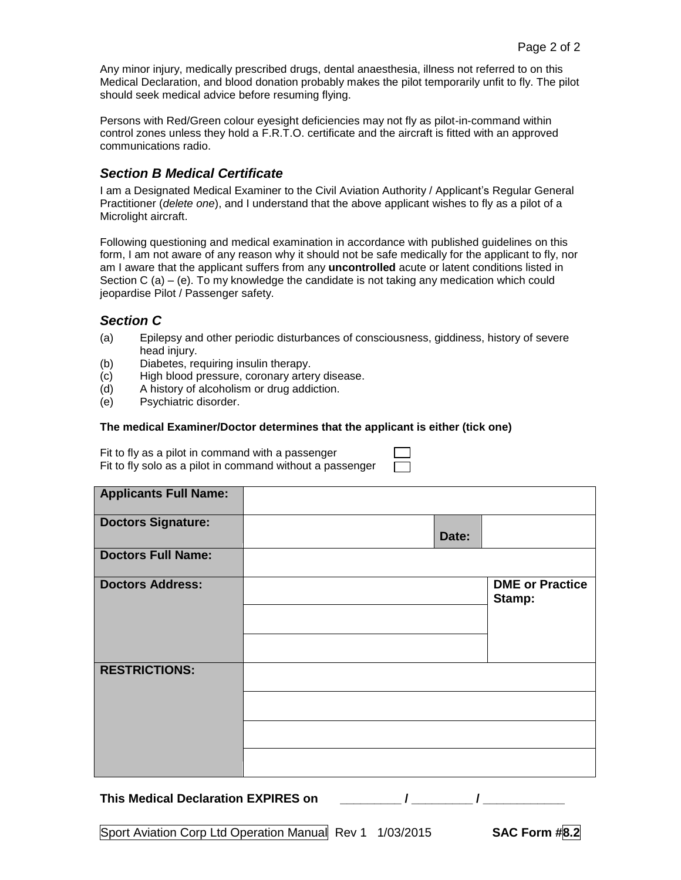Any minor injury, medically prescribed drugs, dental anaesthesia, illness not referred to on this Medical Declaration, and blood donation probably makes the pilot temporarily unfit to fly. The pilot should seek medical advice before resuming flying.

Persons with Red/Green colour eyesight deficiencies may not fly as pilot-in-command within control zones unless they hold a F.R.T.O. certificate and the aircraft is fitted with an approved communications radio.

## *Section B Medical Certificate*

I am a Designated Medical Examiner to the Civil Aviation Authority / Applicant's Regular General Practitioner (*delete one*), and I understand that the above applicant wishes to fly as a pilot of a Microlight aircraft.

Following questioning and medical examination in accordance with published guidelines on this form, I am not aware of any reason why it should not be safe medically for the applicant to fly, nor am I aware that the applicant suffers from any **uncontrolled** acute or latent conditions listed in Section C (a) – (e). To my knowledge the candidate is not taking any medication which could jeopardise Pilot / Passenger safety.

## *Section C*

(a) Epilepsy and other periodic disturbances of consciousness, giddiness, history of severe head injury.
(b) Diabetes, requiring insulin therapy.
(c) High blood pressure, coronary artery disease.
(d) A history of alcoholism or drug addiction.
(e) Psychiatric disorder.

**The medical Examiner/Doctor determines that the applicant is either (tick one)**

Fit to fly as a pilot in command with a passenger ☐
Fit to fly solo as a pilot in command without a passenger ☐

| | | | |
|---|---|---|---|
| **Applicants Full Name:** | | | |
| **Doctors Signature:** | | **Date:** | |
| **Doctors Full Name:** | | | |
| **Doctors Address:** | | | **DME or Practice Stamp:** |
| | | | |
| | | | |
| **RESTRICTIONS:** | | | |
| | | | |
| | | | |
| | | | |

**This Medical Declaration EXPIRES on** ________ / ________ / ___________

Sport Aviation Corp Ltd Operation Manual Rev 1 1/03/2015 **SAC Form #8.2**